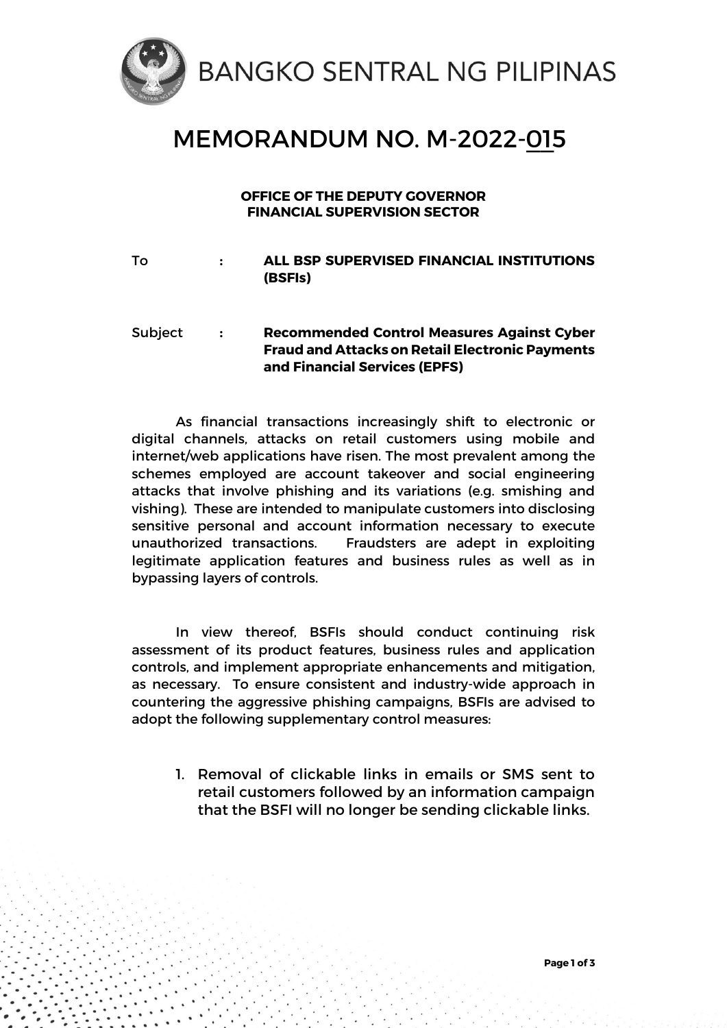BANGKO SENTRAL NG PILIPINAS

# MEMORANDUM NO. M-2022-015

**OFFICE OF THE DEPUTY GOVERNOR**
**FINANCIAL SUPERVISION SECTOR**

To : **ALL BSP SUPERVISED FINANCIAL INSTITUTIONS (BSFIs)**

Subject : **Recommended Control Measures Against Cyber Fraud and Attacks on Retail Electronic Payments and Financial Services (EPFS)**

As financial transactions increasingly shift to electronic or digital channels, attacks on retail customers using mobile and internet/web applications have risen. The most prevalent among the schemes employed are account takeover and social engineering attacks that involve phishing and its variations (e.g. smishing and vishing). These are intended to manipulate customers into disclosing sensitive personal and account information necessary to execute unauthorized transactions. Fraudsters are adept in exploiting legitimate application features and business rules as well as in bypassing layers of controls.

In view thereof, BSFIs should conduct continuing risk assessment of its product features, business rules and application controls, and implement appropriate enhancements and mitigation, as necessary. To ensure consistent and industry-wide approach in countering the aggressive phishing campaigns, BSFIs are advised to adopt the following supplementary control measures:

1. Removal of clickable links in emails or SMS sent to retail customers followed by an information campaign that the BSFI will no longer be sending clickable links.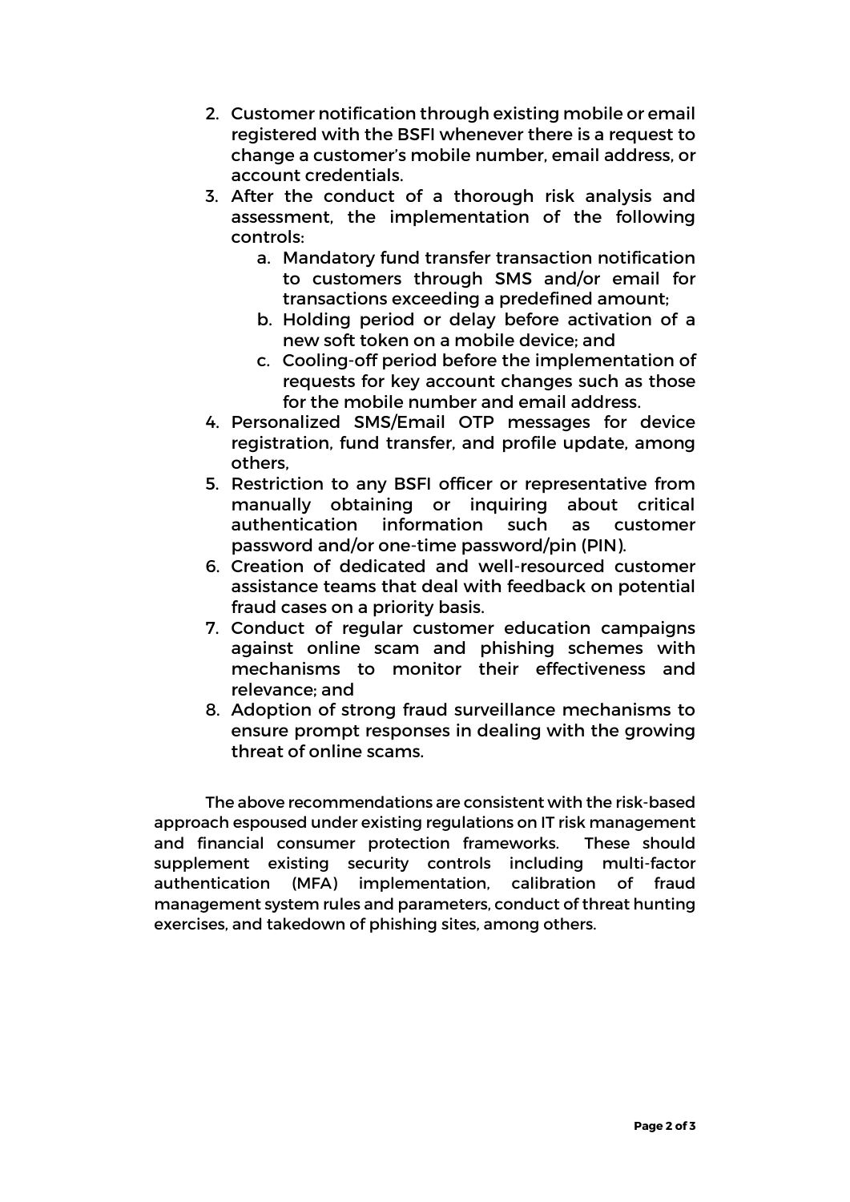2. Customer notification through existing mobile or email registered with the BSFI whenever there is a request to change a customer's mobile number, email address, or account credentials.
3. After the conduct of a thorough risk analysis and assessment, the implementation of the following controls:
    a. Mandatory fund transfer transaction notification to customers through SMS and/or email for transactions exceeding a predefined amount;
    b. Holding period or delay before activation of a new soft token on a mobile device; and
    c. Cooling-off period before the implementation of requests for key account changes such as those for the mobile number and email address.
4. Personalized SMS/Email OTP messages for device registration, fund transfer, and profile update, among others,
5. Restriction to any BSFI officer or representative from manually obtaining or inquiring about critical authentication information such as customer password and/or one-time password/pin (PIN).
6. Creation of dedicated and well-resourced customer assistance teams that deal with feedback on potential fraud cases on a priority basis.
7. Conduct of regular customer education campaigns against online scam and phishing schemes with mechanisms to monitor their effectiveness and relevance; and
8. Adoption of strong fraud surveillance mechanisms to ensure prompt responses in dealing with the growing threat of online scams.

The above recommendations are consistent with the risk-based approach espoused under existing regulations on IT risk management and financial consumer protection frameworks. These should supplement existing security controls including multi-factor authentication (MFA) implementation, calibration of fraud management system rules and parameters, conduct of threat hunting exercises, and takedown of phishing sites, among others.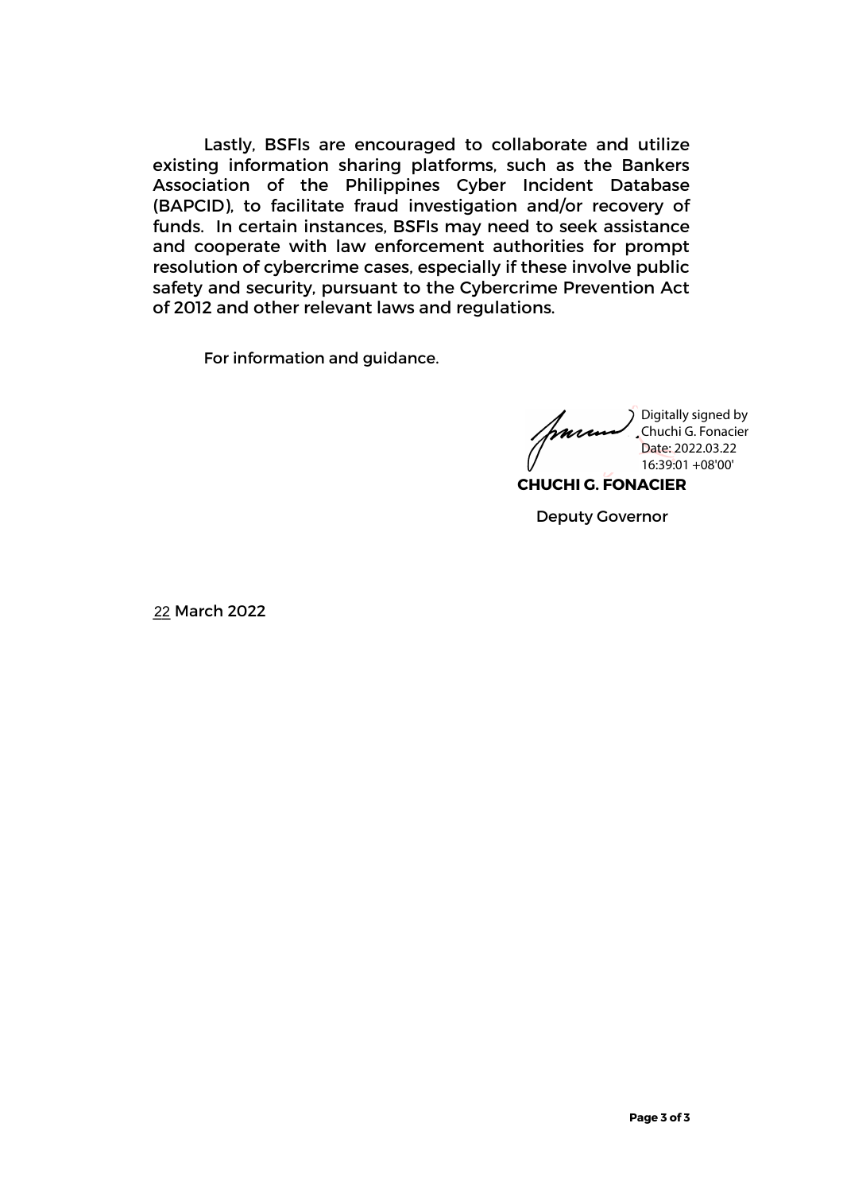Lastly, BSFIs are encouraged to collaborate and utilize existing information sharing platforms, such as the Bankers Association of the Philippines Cyber Incident Database (BAPCID), to facilitate fraud investigation and/or recovery of funds. In certain instances, BSFIs may need to seek assistance and cooperate with law enforcement authorities for prompt resolution of cybercrime cases, especially if these involve public safety and security, pursuant to the Cybercrime Prevention Act of 2012 and other relevant laws and regulations.

For information and guidance.

Digitally signed by Chuchi G. Fonacier
Date: 2022.03.22 16:39:01 +08'00'

**CHUCHI G. FONACIER**

Deputy Governor

22 March 2022